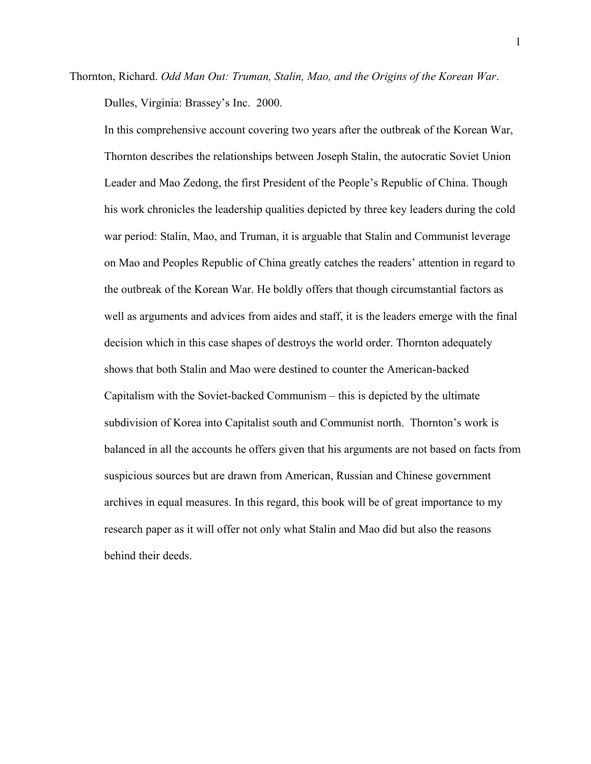Thornton, Richard. *Odd Man Out: Truman, Stalin, Mao, and the Origins of the Korean War*. Dulles, Virginia: Brassey's Inc. 2000.

In this comprehensive account covering two years after the outbreak of the Korean War, Thornton describes the relationships between Joseph Stalin, the autocratic Soviet Union Leader and Mao Zedong, the first President of the People's Republic of China. Though his work chronicles the leadership qualities depicted by three key leaders during the cold war period: Stalin, Mao, and Truman, it is arguable that Stalin and Communist leverage on Mao and Peoples Republic of China greatly catches the readers' attention in regard to the outbreak of the Korean War. He boldly offers that though circumstantial factors as well as arguments and advices from aides and staff, it is the leaders emerge with the final decision which in this case shapes of destroys the world order. Thornton adequately shows that both Stalin and Mao were destined to counter the American-backed Capitalism with the Soviet-backed Communism – this is depicted by the ultimate subdivision of Korea into Capitalist south and Communist north. Thornton's work is balanced in all the accounts he offers given that his arguments are not based on facts from suspicious sources but are drawn from American, Russian and Chinese government archives in equal measures. In this regard, this book will be of great importance to my research paper as it will offer not only what Stalin and Mao did but also the reasons behind their deeds.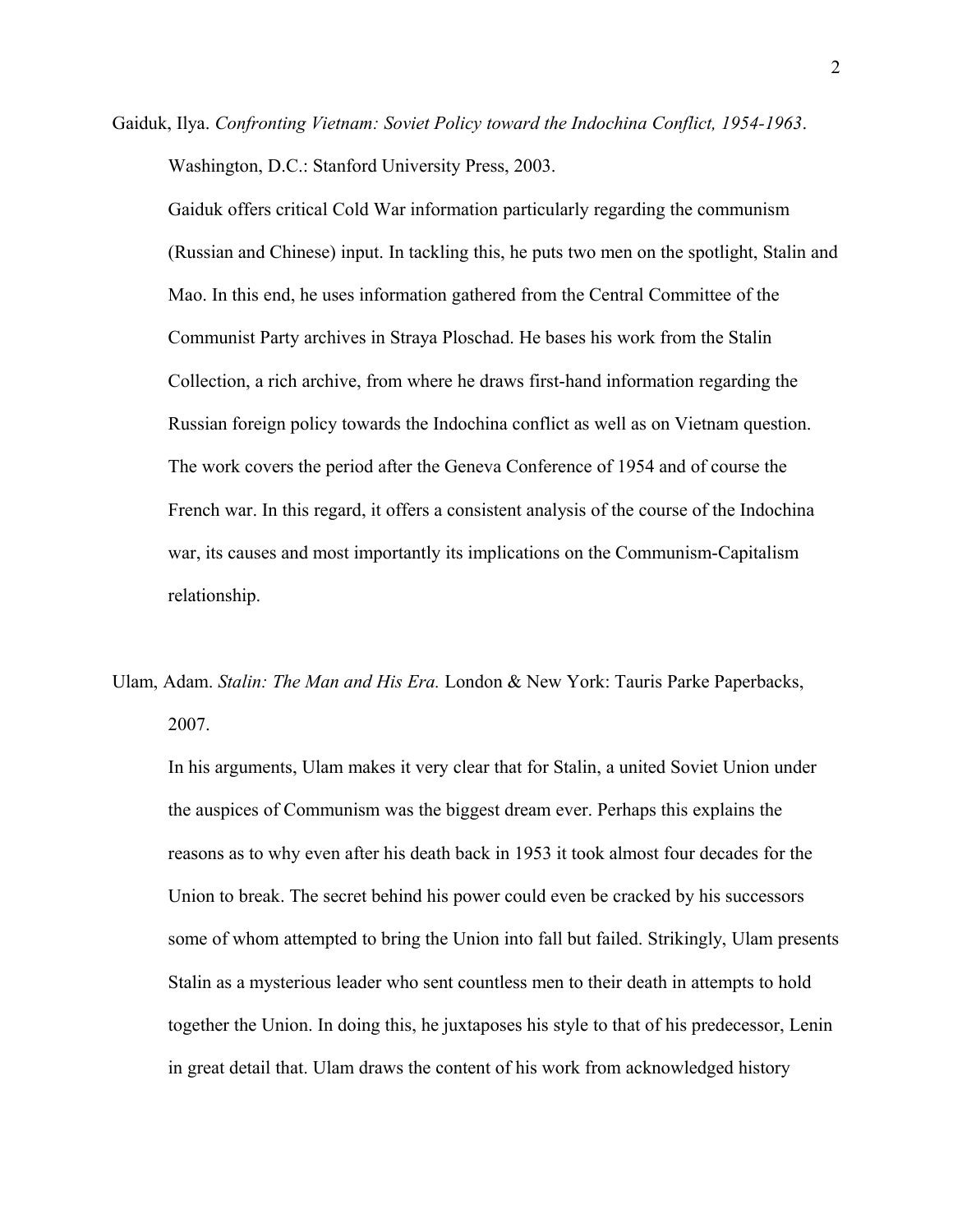Gaiduk, Ilya. *Confronting Vietnam: Soviet Policy toward the Indochina Conflict, 1954-1963*. Washington, D.C.: Stanford University Press, 2003.

Gaiduk offers critical Cold War information particularly regarding the communism (Russian and Chinese) input. In tackling this, he puts two men on the spotlight, Stalin and Mao. In this end, he uses information gathered from the Central Committee of the Communist Party archives in Straya Ploschad. He bases his work from the Stalin Collection, a rich archive, from where he draws first-hand information regarding the Russian foreign policy towards the Indochina conflict as well as on Vietnam question. The work covers the period after the Geneva Conference of 1954 and of course the French war. In this regard, it offers a consistent analysis of the course of the Indochina war, its causes and most importantly its implications on the Communism-Capitalism relationship.

Ulam, Adam. *Stalin: The Man and His Era.* London & New York: Tauris Parke Paperbacks, 2007.

In his arguments, Ulam makes it very clear that for Stalin, a united Soviet Union under the auspices of Communism was the biggest dream ever. Perhaps this explains the reasons as to why even after his death back in 1953 it took almost four decades for the Union to break. The secret behind his power could even be cracked by his successors some of whom attempted to bring the Union into fall but failed. Strikingly, Ulam presents Stalin as a mysterious leader who sent countless men to their death in attempts to hold together the Union. In doing this, he juxtaposes his style to that of his predecessor, Lenin in great detail that. Ulam draws the content of his work from acknowledged history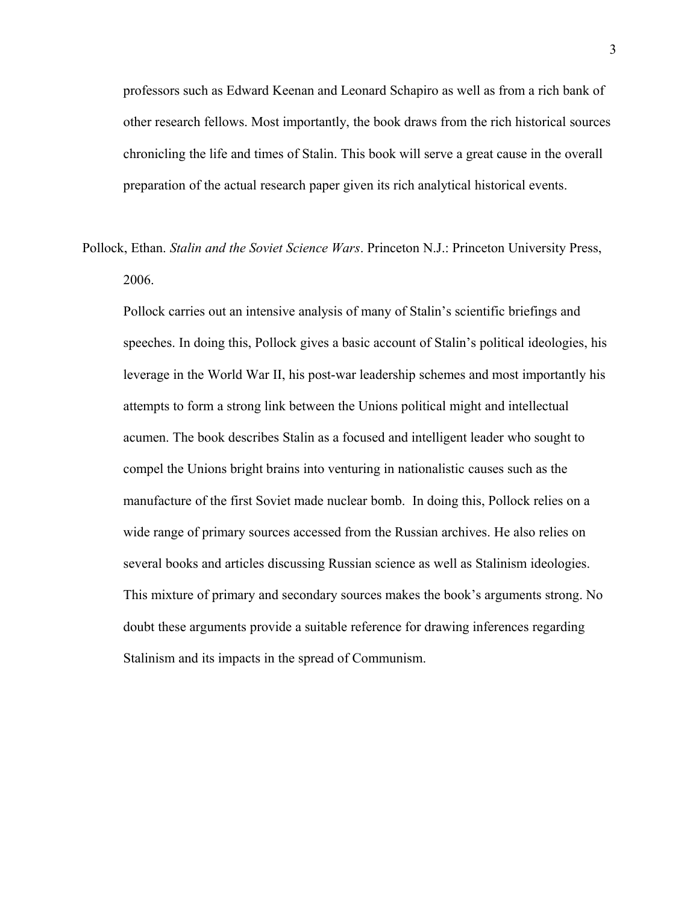professors such as Edward Keenan and Leonard Schapiro as well as from a rich bank of other research fellows. Most importantly, the book draws from the rich historical sources chronicling the life and times of Stalin. This book will serve a great cause in the overall preparation of the actual research paper given its rich analytical historical events.

Pollock, Ethan. *Stalin and the Soviet Science Wars*. Princeton N.J.: Princeton University Press, 2006.

Pollock carries out an intensive analysis of many of Stalin's scientific briefings and speeches. In doing this, Pollock gives a basic account of Stalin's political ideologies, his leverage in the World War II, his post-war leadership schemes and most importantly his attempts to form a strong link between the Unions political might and intellectual acumen. The book describes Stalin as a focused and intelligent leader who sought to compel the Unions bright brains into venturing in nationalistic causes such as the manufacture of the first Soviet made nuclear bomb. In doing this, Pollock relies on a wide range of primary sources accessed from the Russian archives. He also relies on several books and articles discussing Russian science as well as Stalinism ideologies. This mixture of primary and secondary sources makes the book's arguments strong. No doubt these arguments provide a suitable reference for drawing inferences regarding Stalinism and its impacts in the spread of Communism.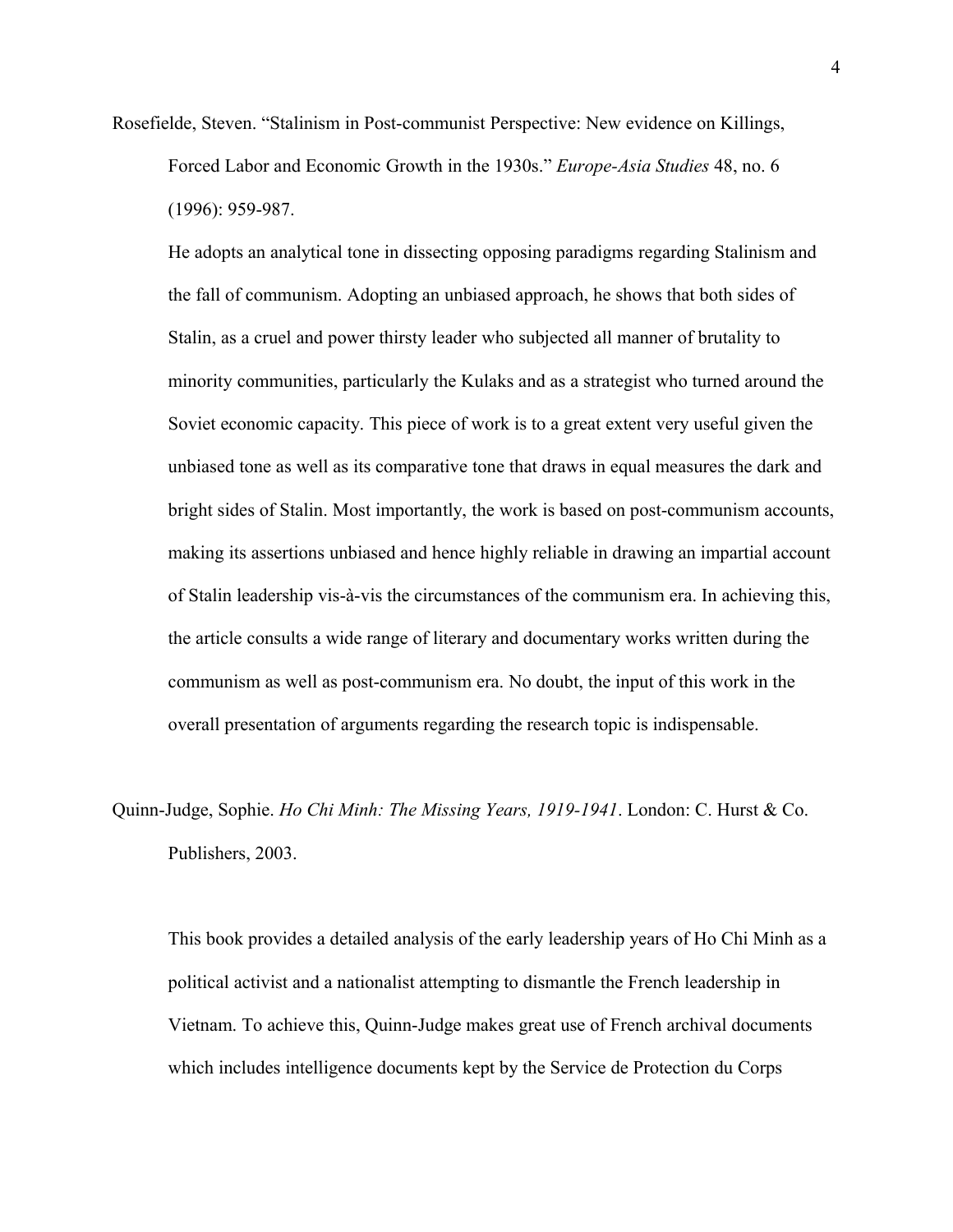Rosefielde, Steven. "Stalinism in Post-communist Perspective: New evidence on Killings, Forced Labor and Economic Growth in the 1930s." *Europe-Asia Studies* 48, no. 6 (1996): 959-987.

He adopts an analytical tone in dissecting opposing paradigms regarding Stalinism and the fall of communism. Adopting an unbiased approach, he shows that both sides of Stalin, as a cruel and power thirsty leader who subjected all manner of brutality to minority communities, particularly the Kulaks and as a strategist who turned around the Soviet economic capacity. This piece of work is to a great extent very useful given the unbiased tone as well as its comparative tone that draws in equal measures the dark and bright sides of Stalin. Most importantly, the work is based on post-communism accounts, making its assertions unbiased and hence highly reliable in drawing an impartial account of Stalin leadership vis-à-vis the circumstances of the communism era. In achieving this, the article consults a wide range of literary and documentary works written during the communism as well as post-communism era. No doubt, the input of this work in the overall presentation of arguments regarding the research topic is indispensable.

Quinn-Judge, Sophie. *Ho Chi Minh: The Missing Years, 1919-1941*. London: C. Hurst & Co. Publishers, 2003.

This book provides a detailed analysis of the early leadership years of Ho Chi Minh as a political activist and a nationalist attempting to dismantle the French leadership in Vietnam. To achieve this, Quinn-Judge makes great use of French archival documents which includes intelligence documents kept by the Service de Protection du Corps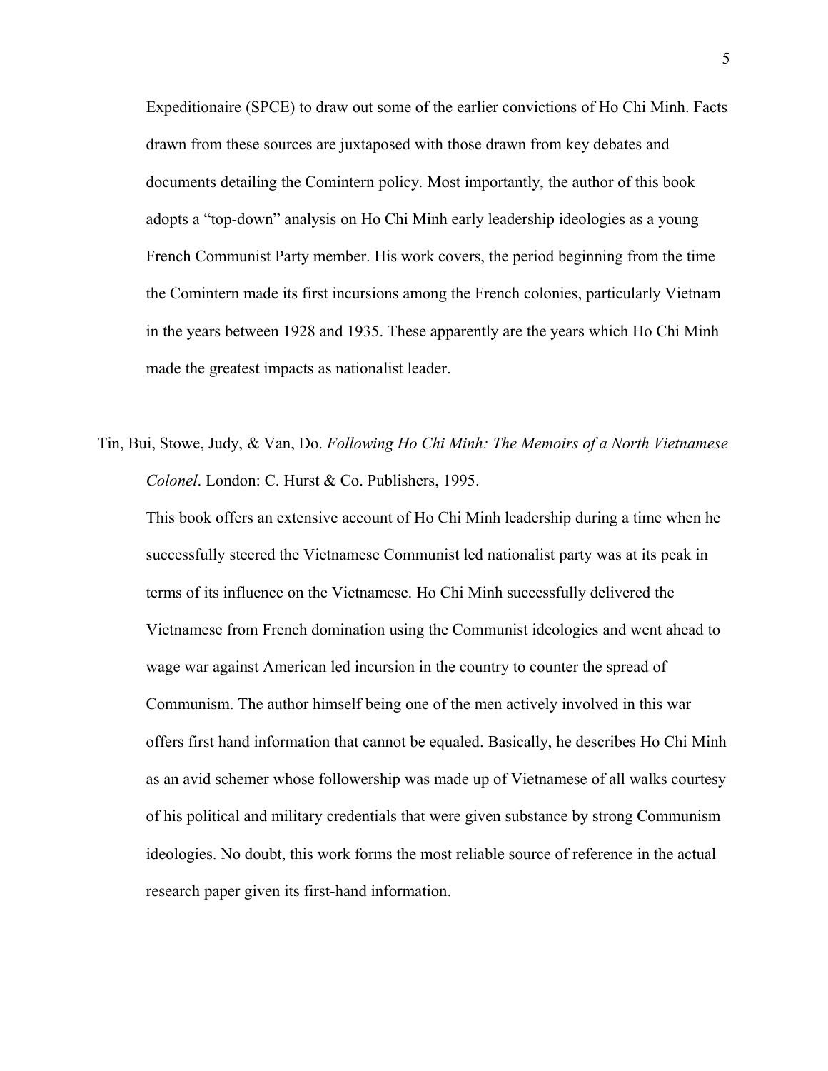Expeditionaire (SPCE) to draw out some of the earlier convictions of Ho Chi Minh. Facts drawn from these sources are juxtaposed with those drawn from key debates and documents detailing the Comintern policy. Most importantly, the author of this book adopts a "top-down" analysis on Ho Chi Minh early leadership ideologies as a young French Communist Party member. His work covers, the period beginning from the time the Comintern made its first incursions among the French colonies, particularly Vietnam in the years between 1928 and 1935. These apparently are the years which Ho Chi Minh made the greatest impacts as nationalist leader.

Tin, Bui, Stowe, Judy, & Van, Do. *Following Ho Chi Minh: The Memoirs of a North Vietnamese Colonel*. London: C. Hurst & Co. Publishers, 1995.

This book offers an extensive account of Ho Chi Minh leadership during a time when he successfully steered the Vietnamese Communist led nationalist party was at its peak in terms of its influence on the Vietnamese. Ho Chi Minh successfully delivered the Vietnamese from French domination using the Communist ideologies and went ahead to wage war against American led incursion in the country to counter the spread of Communism. The author himself being one of the men actively involved in this war offers first hand information that cannot be equaled. Basically, he describes Ho Chi Minh as an avid schemer whose followership was made up of Vietnamese of all walks courtesy of his political and military credentials that were given substance by strong Communism ideologies. No doubt, this work forms the most reliable source of reference in the actual research paper given its first-hand information.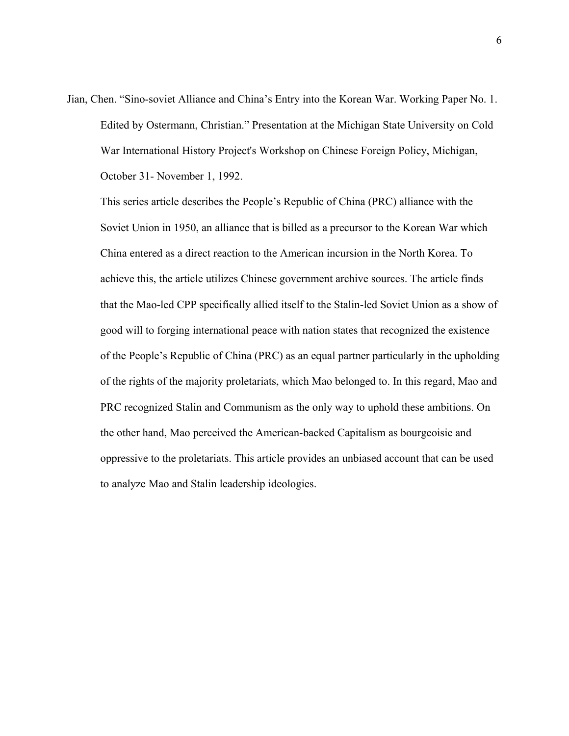Jian, Chen. "Sino-soviet Alliance and China's Entry into the Korean War. Working Paper No. 1. Edited by Ostermann, Christian." Presentation at the Michigan State University on Cold War International History Project's Workshop on Chinese Foreign Policy, Michigan, October 31- November 1, 1992.

This series article describes the People's Republic of China (PRC) alliance with the Soviet Union in 1950, an alliance that is billed as a precursor to the Korean War which China entered as a direct reaction to the American incursion in the North Korea. To achieve this, the article utilizes Chinese government archive sources. The article finds that the Mao-led CPP specifically allied itself to the Stalin-led Soviet Union as a show of good will to forging international peace with nation states that recognized the existence of the People's Republic of China (PRC) as an equal partner particularly in the upholding of the rights of the majority proletariats, which Mao belonged to. In this regard, Mao and PRC recognized Stalin and Communism as the only way to uphold these ambitions. On the other hand, Mao perceived the American-backed Capitalism as bourgeoisie and oppressive to the proletariats. This article provides an unbiased account that can be used to analyze Mao and Stalin leadership ideologies.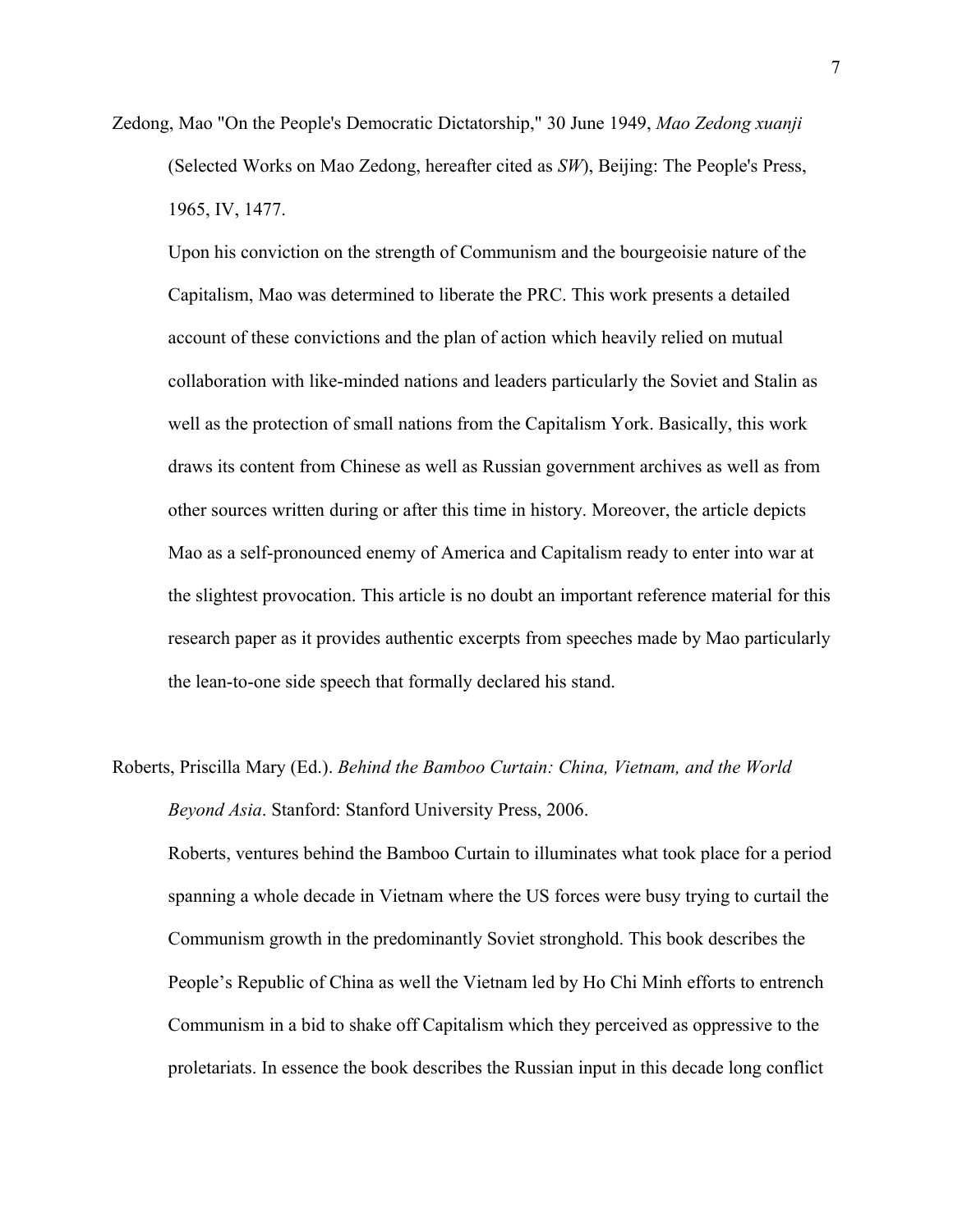Zedong, Mao "On the People's Democratic Dictatorship," 30 June 1949, *Mao Zedong xuanji* (Selected Works on Mao Zedong, hereafter cited as *SW*), Beijing: The People's Press, 1965, IV, 1477.

Upon his conviction on the strength of Communism and the bourgeoisie nature of the Capitalism, Mao was determined to liberate the PRC. This work presents a detailed account of these convictions and the plan of action which heavily relied on mutual collaboration with like-minded nations and leaders particularly the Soviet and Stalin as well as the protection of small nations from the Capitalism York. Basically, this work draws its content from Chinese as well as Russian government archives as well as from other sources written during or after this time in history. Moreover, the article depicts Mao as a self-pronounced enemy of America and Capitalism ready to enter into war at the slightest provocation. This article is no doubt an important reference material for this research paper as it provides authentic excerpts from speeches made by Mao particularly the lean-to-one side speech that formally declared his stand.

Roberts, Priscilla Mary (Ed.). *Behind the Bamboo Curtain: China, Vietnam, and the World Beyond Asia*. Stanford: Stanford University Press, 2006.

Roberts, ventures behind the Bamboo Curtain to illuminates what took place for a period spanning a whole decade in Vietnam where the US forces were busy trying to curtail the Communism growth in the predominantly Soviet stronghold. This book describes the People's Republic of China as well the Vietnam led by Ho Chi Minh efforts to entrench Communism in a bid to shake off Capitalism which they perceived as oppressive to the proletariats. In essence the book describes the Russian input in this decade long conflict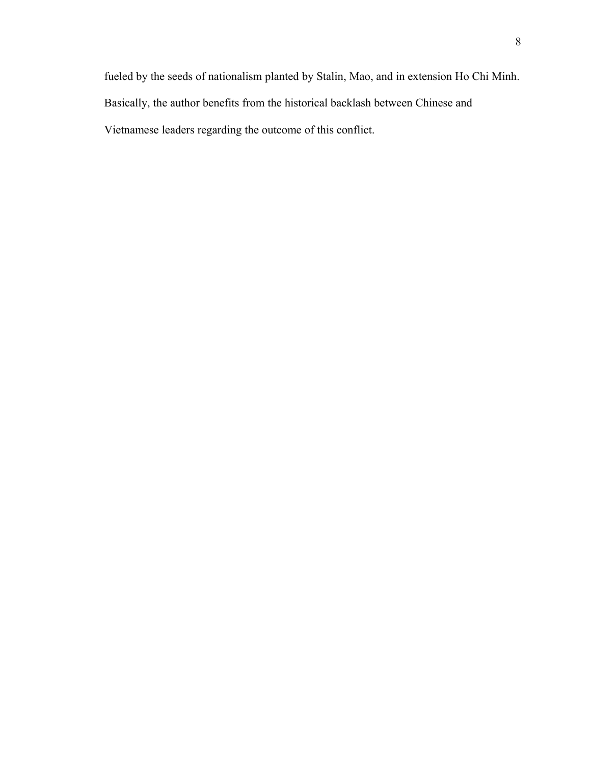fueled by the seeds of nationalism planted by Stalin, Mao, and in extension Ho Chi Minh. Basically, the author benefits from the historical backlash between Chinese and Vietnamese leaders regarding the outcome of this conflict.